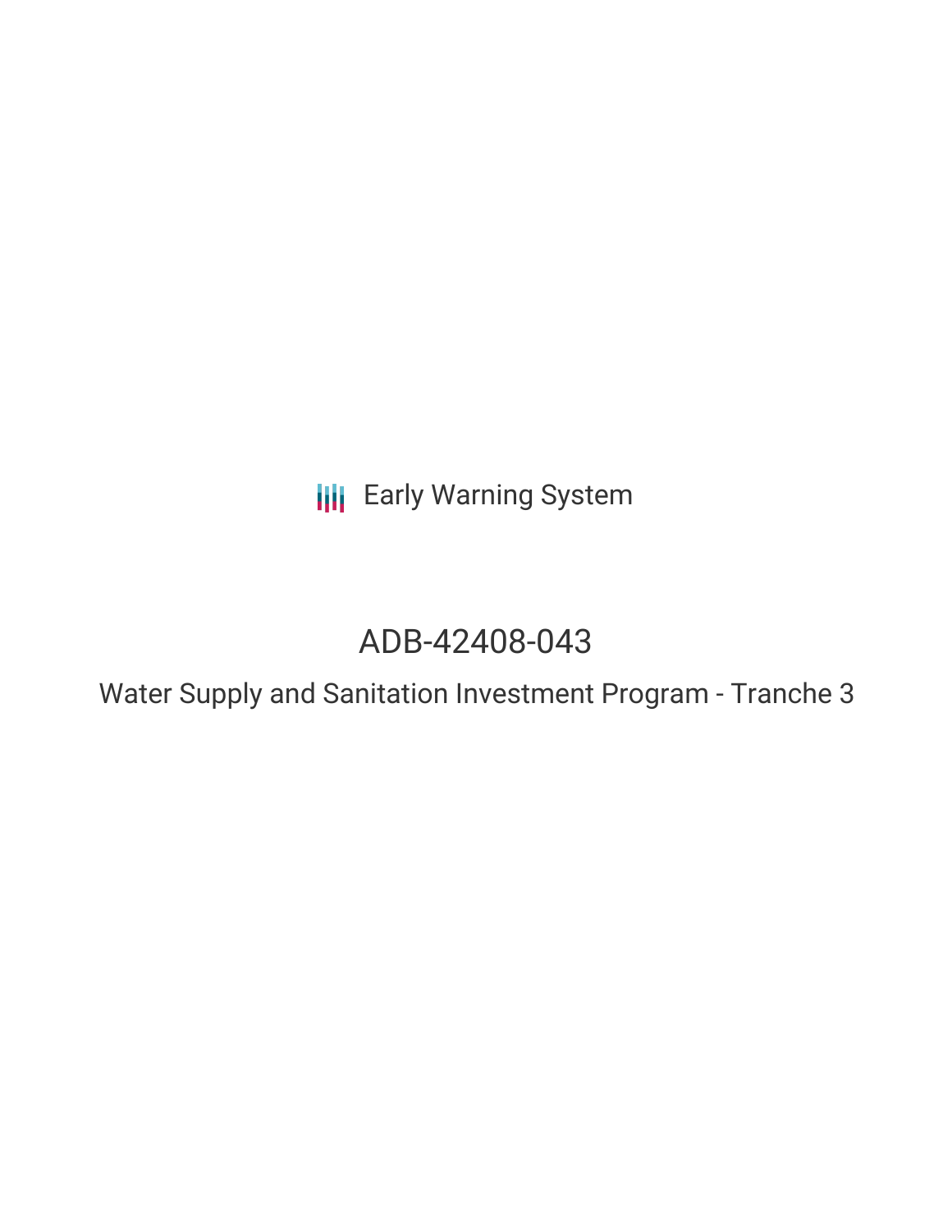Early Warning System

# ADB-42408-043

## Water Supply and Sanitation Investment Program - Tranche 3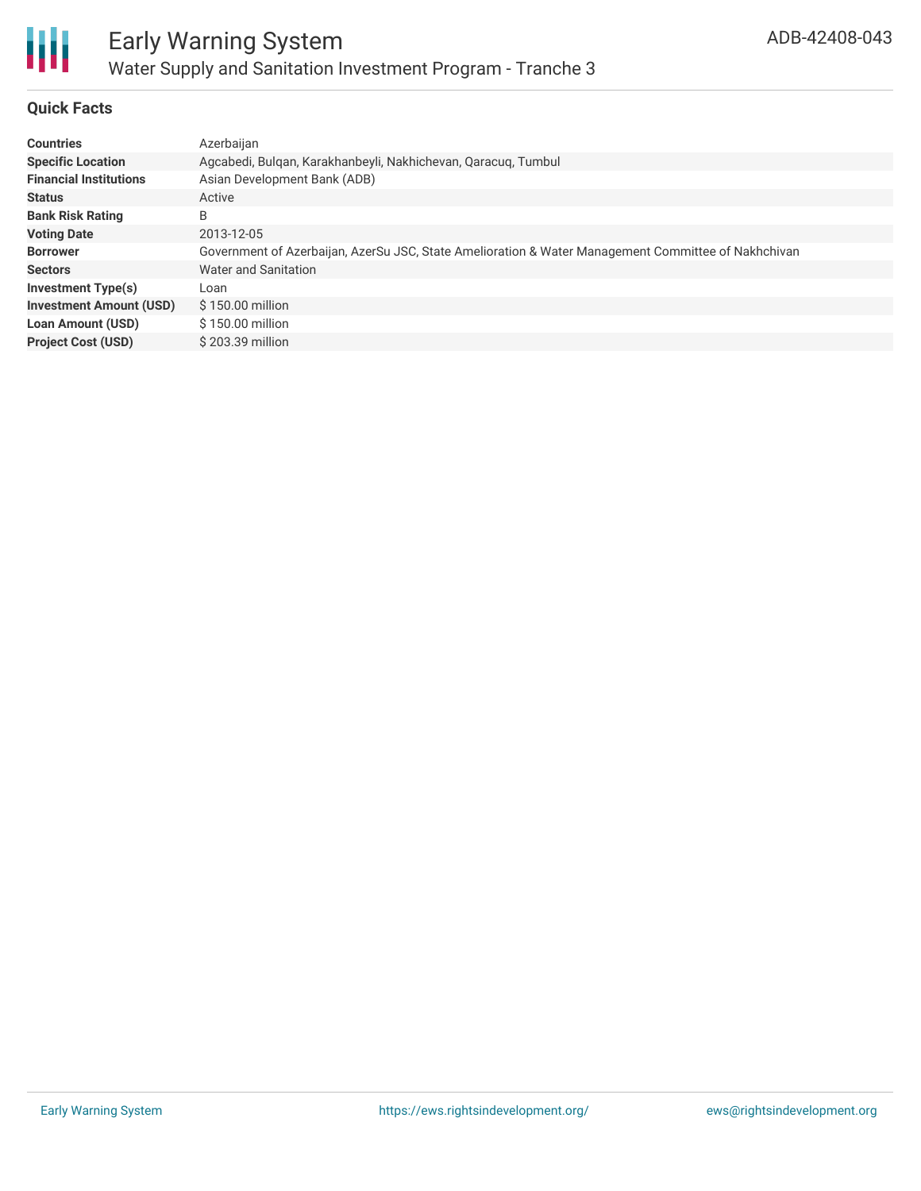# Early Warning System

## Water Supply and Sanitation Investment Program - Tranche 3

ADB-42408-043

### Quick Facts

| | |
|---|---|
| **Countries** | Azerbaijan |
| **Specific Location** | Agcabedi, Bulqan, Karakhanbeyli, Nakhichevan, Qaracuq, Tumbul |
| **Financial Institutions** | Asian Development Bank (ADB) |
| **Status** | Active |
| **Bank Risk Rating** | B |
| **Voting Date** | 2013-12-05 |
| **Borrower** | Government of Azerbaijan, AzerSu JSC, State Amelioration & Water Management Committee of Nakhchivan |
| **Sectors** | Water and Sanitation |
| **Investment Type(s)** | Loan |
| **Investment Amount (USD)** | $ 150.00 million |
| **Loan Amount (USD)** | $ 150.00 million |
| **Project Cost (USD)** | $ 203.39 million |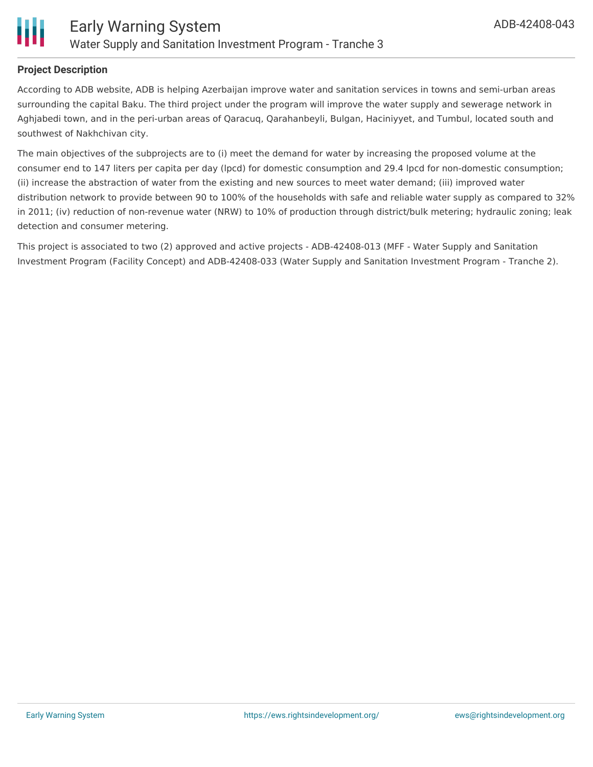## Project Description

According to ADB website, ADB is helping Azerbaijan improve water and sanitation services in towns and semi-urban areas surrounding the capital Baku. The third project under the program will improve the water supply and sewerage network in Aghjabedi town, and in the peri-urban areas of Qaracuq, Qarahanbeyli, Bulgan, Haciniyyet, and Tumbul, located south and southwest of Nakhchivan city.

The main objectives of the subprojects are to (i) meet the demand for water by increasing the proposed volume at the consumer end to 147 liters per capita per day (lpcd) for domestic consumption and 29.4 lpcd for non-domestic consumption; (ii) increase the abstraction of water from the existing and new sources to meet water demand; (iii) improved water distribution network to provide between 90 to 100% of the households with safe and reliable water supply as compared to 32% in 2011; (iv) reduction of non-revenue water (NRW) to 10% of production through district/bulk metering; hydraulic zoning; leak detection and consumer metering.

This project is associated to two (2) approved and active projects - ADB-42408-013 (MFF - Water Supply and Sanitation Investment Program (Facility Concept) and ADB-42408-033 (Water Supply and Sanitation Investment Program - Tranche 2).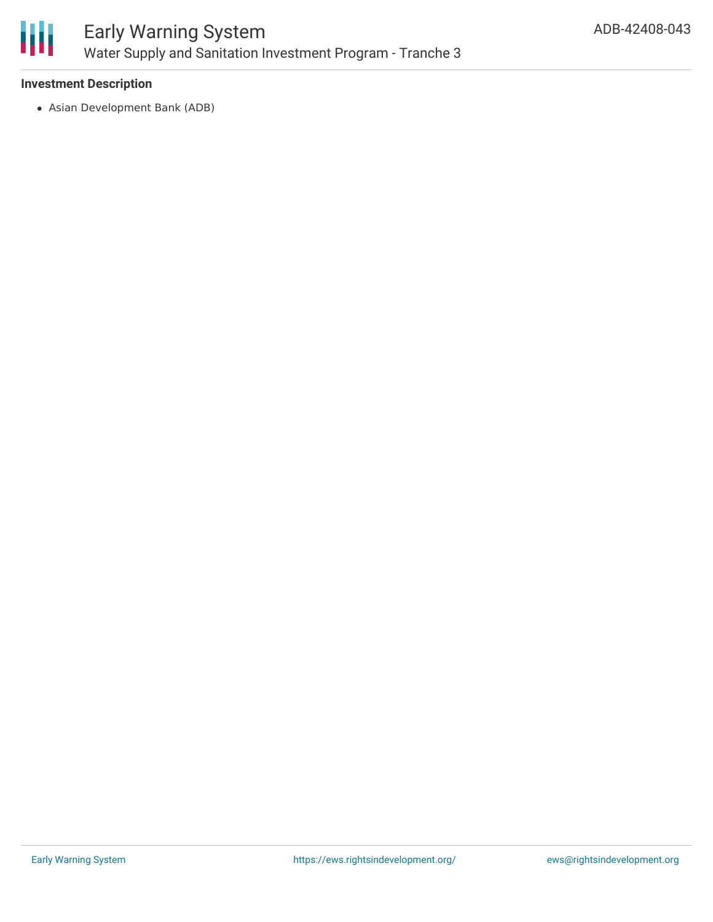### Investment Description

- Asian Development Bank (ADB)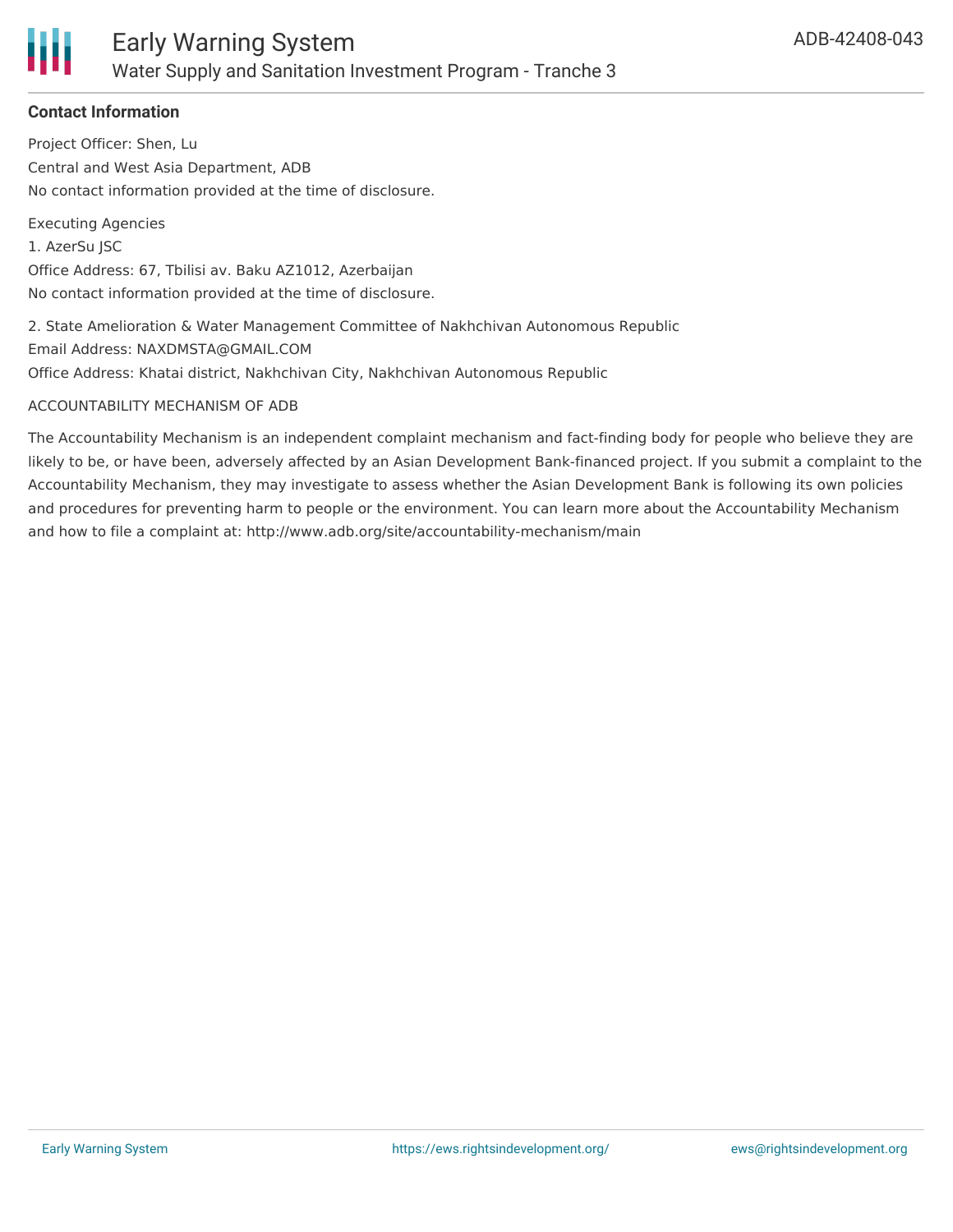**Contact Information**

Project Officer: Shen, Lu

Central and West Asia Department, ADB

No contact information provided at the time of disclosure.

Executing Agencies

1. AzerSu JSC

Office Address: 67, Tbilisi av. Baku AZ1012, Azerbaijan

No contact information provided at the time of disclosure.

2. State Amelioration & Water Management Committee of Nakhchivan Autonomous Republic

Email Address: NAXDMSTA@GMAIL.COM

Office Address: Khatai district, Nakhchivan City, Nakhchivan Autonomous Republic

ACCOUNTABILITY MECHANISM OF ADB

The Accountability Mechanism is an independent complaint mechanism and fact-finding body for people who believe they are likely to be, or have been, adversely affected by an Asian Development Bank-financed project. If you submit a complaint to the Accountability Mechanism, they may investigate to assess whether the Asian Development Bank is following its own policies and procedures for preventing harm to people or the environment. You can learn more about the Accountability Mechanism and how to file a complaint at: http://www.adb.org/site/accountability-mechanism/main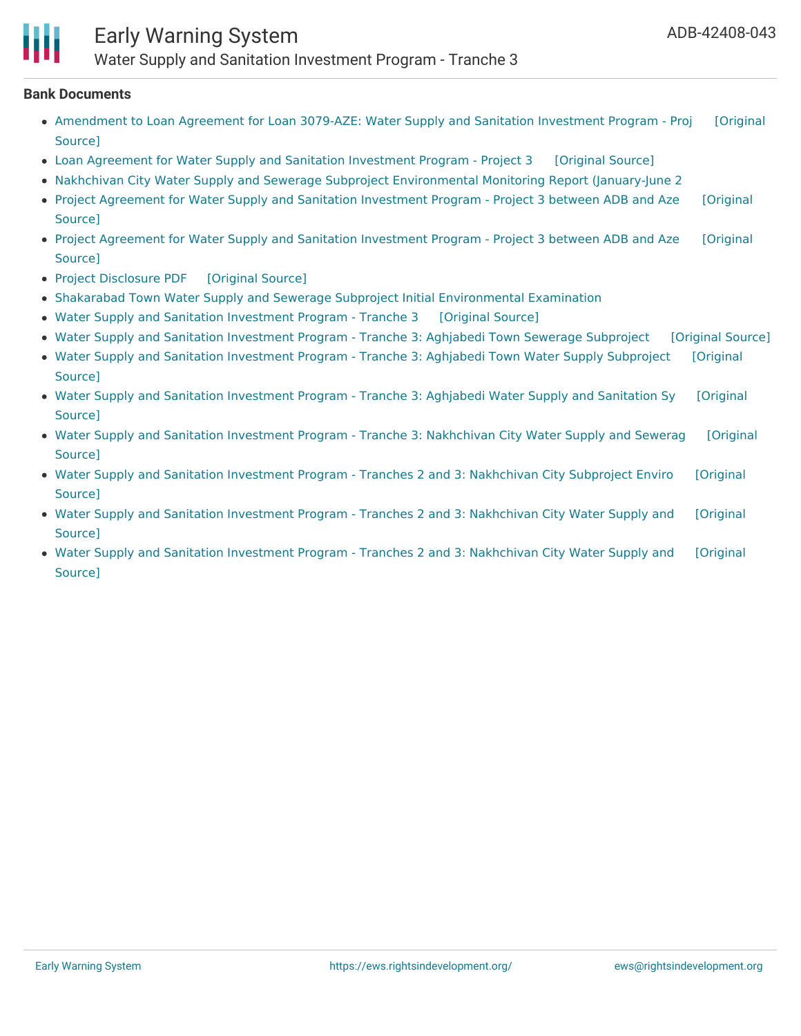**Bank Documents**

- Amendment to Loan Agreement for Loan 3079-AZE: Water Supply and Sanitation Investment Program - Proj [Original Source]
- Loan Agreement for Water Supply and Sanitation Investment Program - Project 3 [Original Source]
- Nakhchivan City Water Supply and Sewerage Subproject Environmental Monitoring Report (January-June 2
- Project Agreement for Water Supply and Sanitation Investment Program - Project 3 between ADB and Aze [Original Source]
- Project Agreement for Water Supply and Sanitation Investment Program - Project 3 between ADB and Aze [Original Source]
- Project Disclosure PDF [Original Source]
- Shakarabad Town Water Supply and Sewerage Subproject Initial Environmental Examination
- Water Supply and Sanitation Investment Program - Tranche 3 [Original Source]
- Water Supply and Sanitation Investment Program - Tranche 3: Aghjabedi Town Sewerage Subproject [Original Source]
- Water Supply and Sanitation Investment Program - Tranche 3: Aghjabedi Town Water Supply Subproject [Original Source]
- Water Supply and Sanitation Investment Program - Tranche 3: Aghjabedi Water Supply and Sanitation Sy [Original Source]
- Water Supply and Sanitation Investment Program - Tranche 3: Nakhchivan City Water Supply and Sewerag [Original Source]
- Water Supply and Sanitation Investment Program - Tranches 2 and 3: Nakhchivan City Subproject Enviro [Original Source]
- Water Supply and Sanitation Investment Program - Tranches 2 and 3: Nakhchivan City Water Supply and [Original Source]
- Water Supply and Sanitation Investment Program - Tranches 2 and 3: Nakhchivan City Water Supply and [Original Source]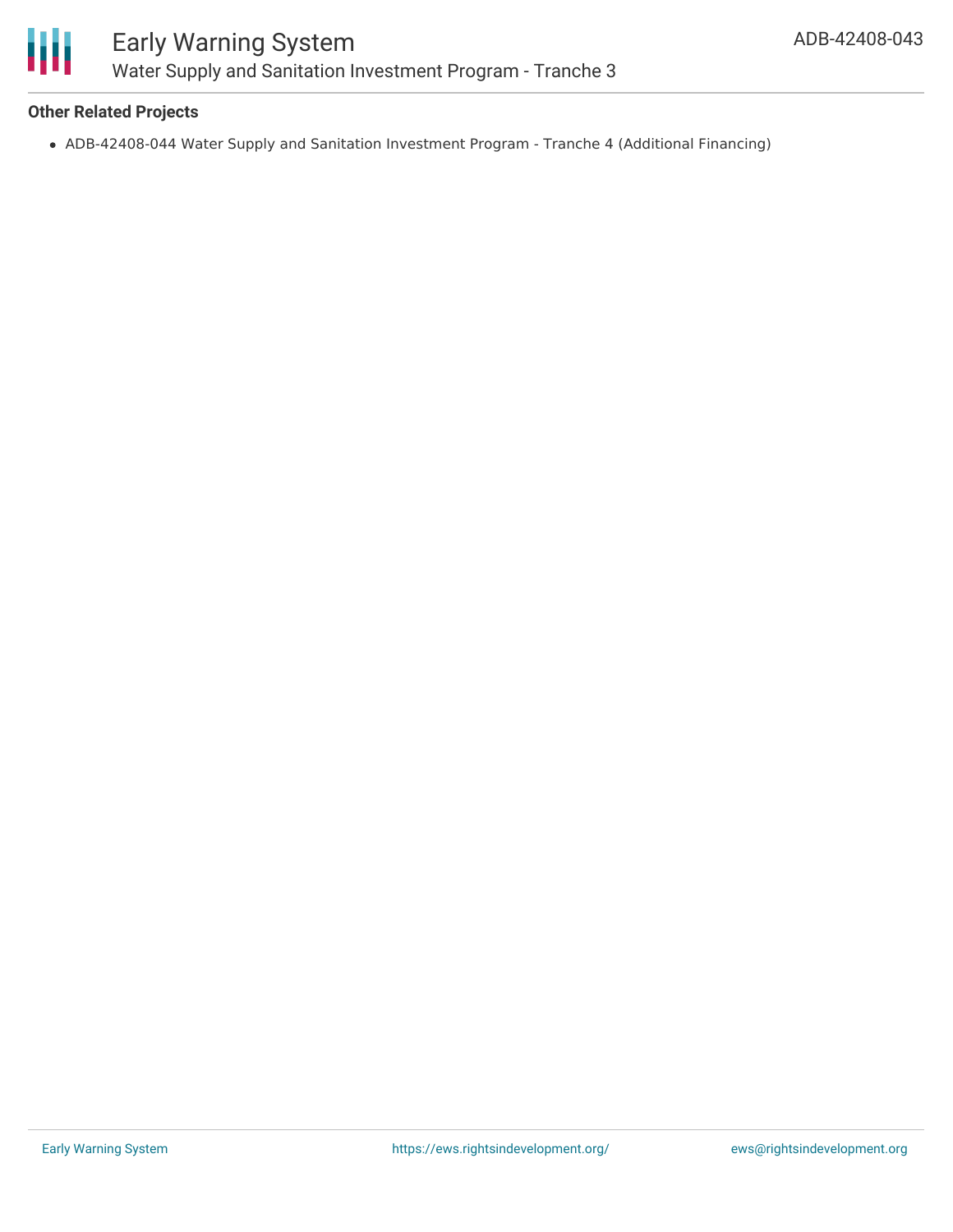**Other Related Projects**

- ADB-42408-044 Water Supply and Sanitation Investment Program - Tranche 4 (Additional Financing)